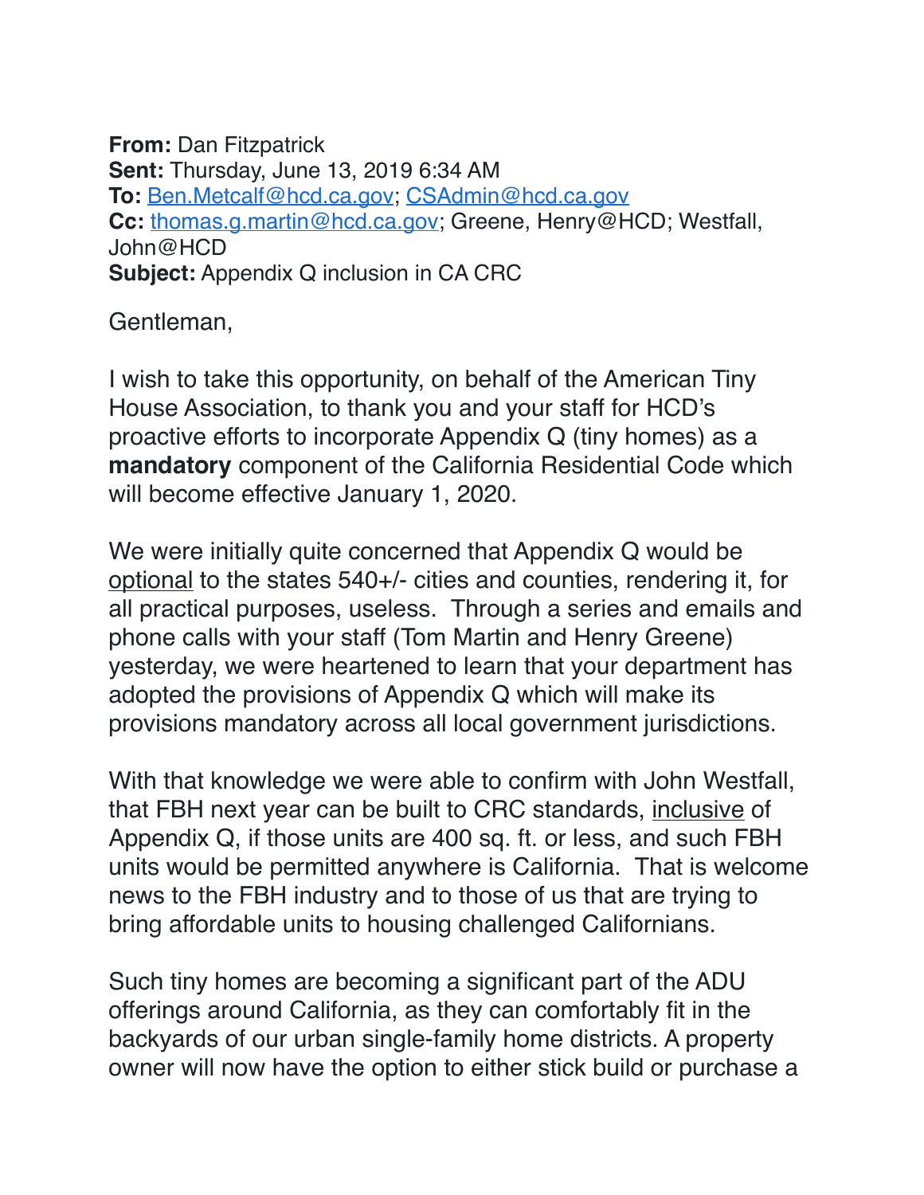**From:** Dan Fitzpatrick
**Sent:** Thursday, June 13, 2019 6:34 AM
**To:** Ben.Metcalf@hcd.ca.gov; CSAdmin@hcd.ca.gov
**Cc:** thomas.g.martin@hcd.ca.gov; Greene, Henry@HCD; Westfall, John@HCD
**Subject:** Appendix Q inclusion in CA CRC

Gentleman,

I wish to take this opportunity, on behalf of the American Tiny House Association, to thank you and your staff for HCD's proactive efforts to incorporate Appendix Q (tiny homes) as a **mandatory** component of the California Residential Code which will become effective January 1, 2020.

We were initially quite concerned that Appendix Q would be <u>optional</u> to the states 540+/- cities and counties, rendering it, for all practical purposes, useless. Through a series and emails and phone calls with your staff (Tom Martin and Henry Greene) yesterday, we were heartened to learn that your department has adopted the provisions of Appendix Q which will make its provisions mandatory across all local government jurisdictions.

With that knowledge we were able to confirm with John Westfall, that FBH next year can be built to CRC standards, <u>inclusive</u> of Appendix Q, if those units are 400 sq. ft. or less, and such FBH units would be permitted anywhere is California. That is welcome news to the FBH industry and to those of us that are trying to bring affordable units to housing challenged Californians.

Such tiny homes are becoming a significant part of the ADU offerings around California, as they can comfortably fit in the backyards of our urban single-family home districts. A property owner will now have the option to either stick build or purchase a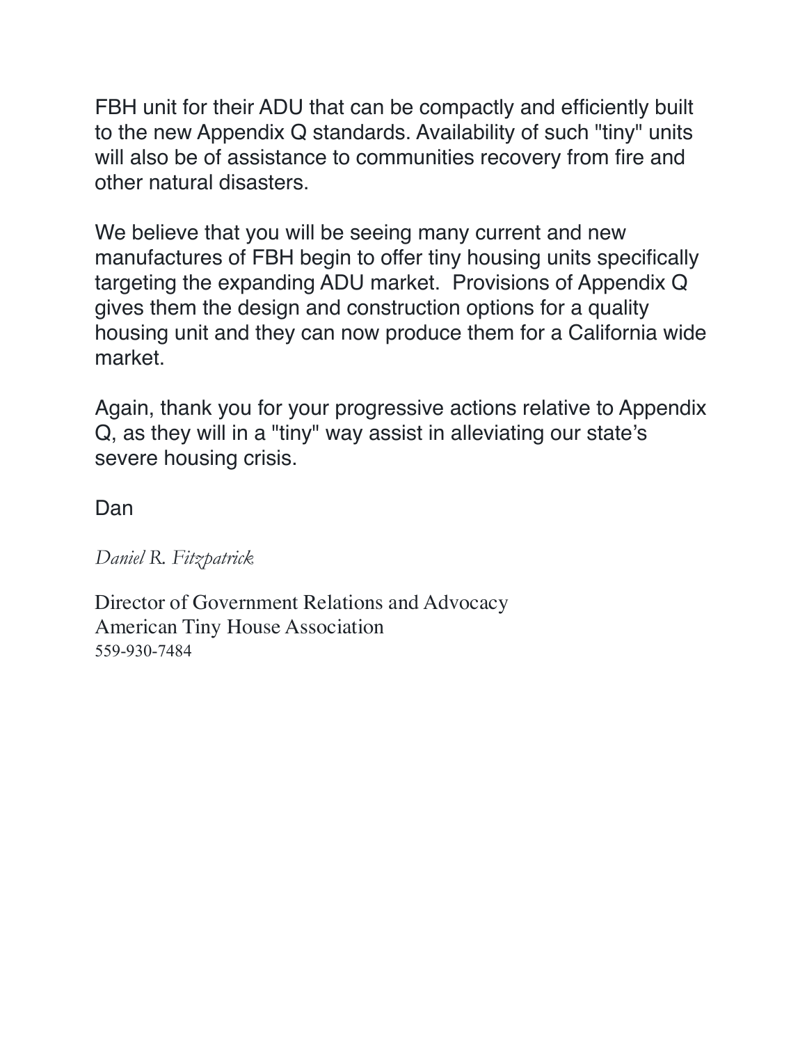FBH unit for their ADU that can be compactly and efficiently built to the new Appendix Q standards. Availability of such "tiny" units will also be of assistance to communities recovery from fire and other natural disasters.

We believe that you will be seeing many current and new manufactures of FBH begin to offer tiny housing units specifically targeting the expanding ADU market. Provisions of Appendix Q gives them the design and construction options for a quality housing unit and they can now produce them for a California wide market.

Again, thank you for your progressive actions relative to Appendix Q, as they will in a "tiny" way assist in alleviating our state's severe housing crisis.

Dan

*Daniel R. Fitzpatrick*

Director of Government Relations and Advocacy
American Tiny House Association
559-930-7484